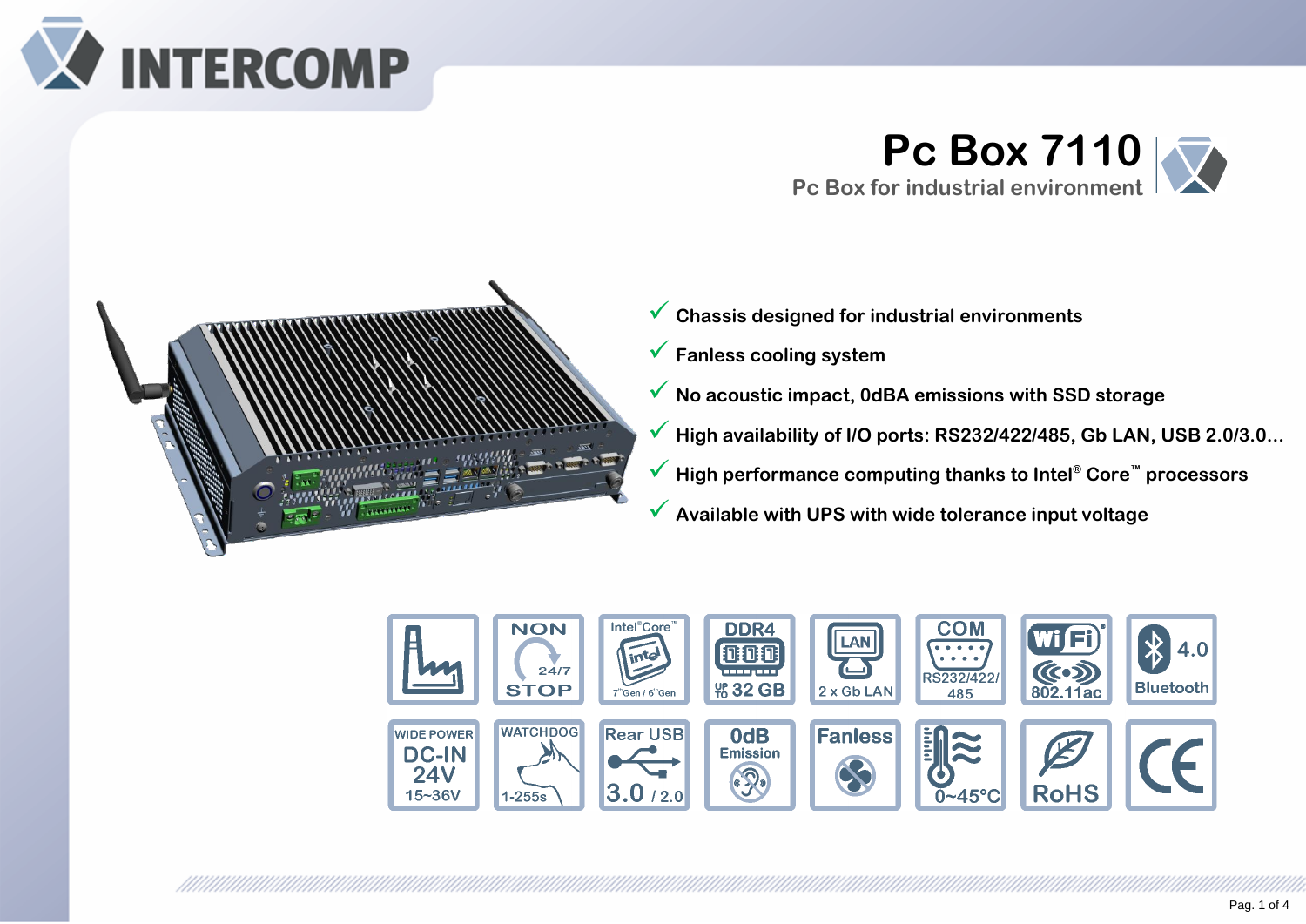# Pc Box 7110

## Pc Box for industrial environment

- ✓ Chassis designed for industrial environments
- ✓ Fanless cooling system
- ✓ No acoustic impact, 0dBA emissions with SSD storage
- ✓ High availability of I/O ports: RS232/422/485, Gb LAN, USB 2.0/3.0...
- ✓ High performance computing thanks to Intel® Core™ processors
- ✓ Available with UPS with wide tolerance input voltage

NON STOP 24/7 | Intel® Core™ 7th Gen / 6th Gen | DDR4 UP TO 32 GB | LAN 2 x Gb LAN | COM RS232/422/485 | WiFi 802.11ac | Bluetooth 4.0

WIDE POWER DC-IN 24V 15~36V | WATCHDOG 1-255s | Rear USB 3.0 / 2.0 | 0dB Emission | Fanless | 0~45°C | RoHS | CE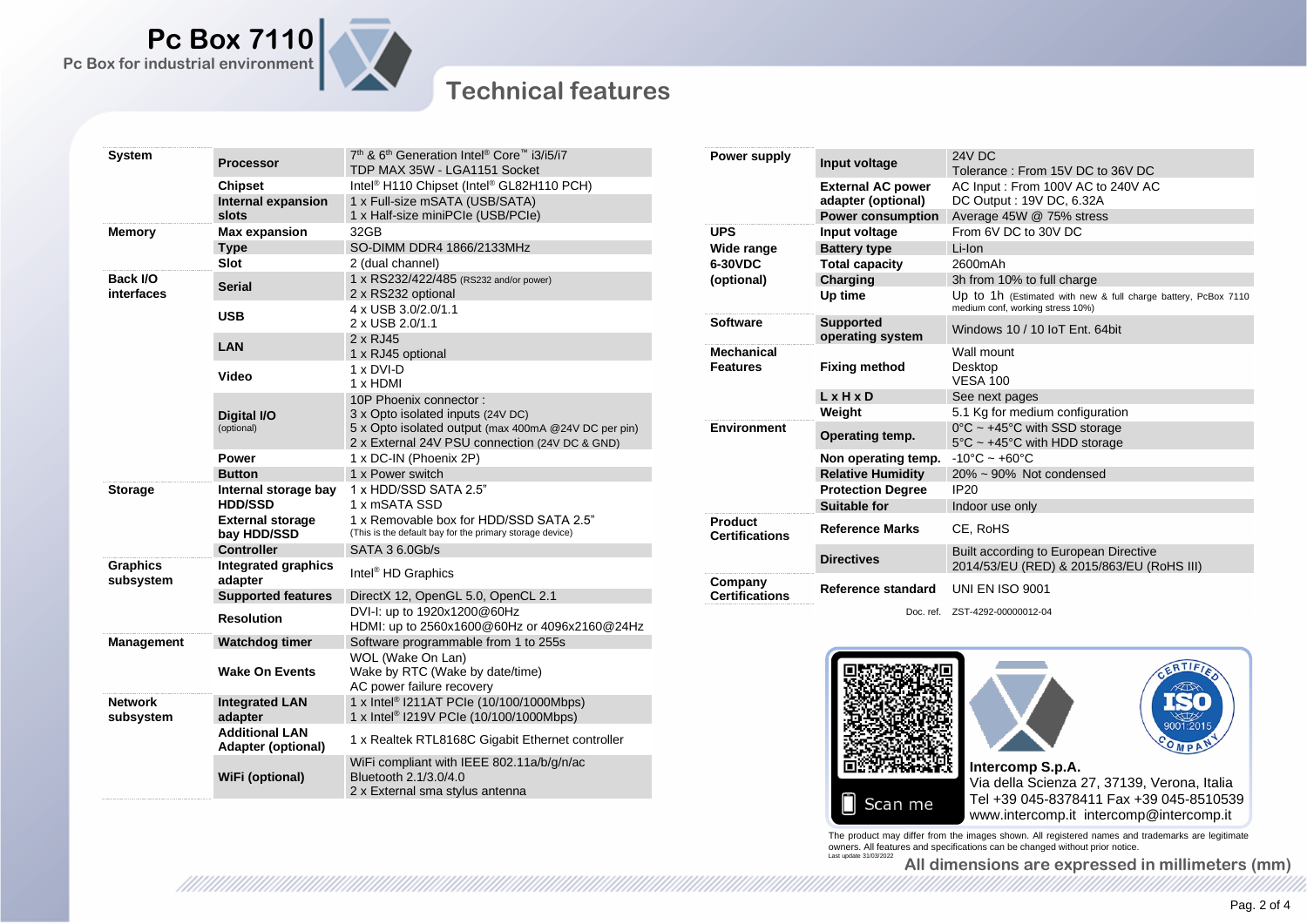# Pc Box 7110

Pc Box for industrial environment

## Technical features

| Category | Feature | Specification |
|---|---|---|
| System | Processor | 7th & 6th Generation Intel® Core™ i3/i5/i7<br>TDP MAX 35W - LGA1151 Socket |
| | Chipset | Intel® H110 Chipset (Intel® GL82H110 PCH) |
| | Internal expansion slots | 1 x Full-size mSATA (USB/SATA)<br>1 x Half-size miniPCIe (USB/PCIe) |
| Memory | Max expansion | 32GB |
| | Type | SO-DIMM DDR4 1866/2133MHz |
| | Slot | 2 (dual channel) |
| Back I/O interfaces | Serial | 1 x RS232/422/485 (RS232 and/or power)<br>2 x RS232 optional |
| | USB | 4 x USB 3.0/2.0/1.1<br>2 x USB 2.0/1.1 |
| | LAN | 2 x RJ45<br>1 x RJ45 optional |
| | Video | 1 x DVI-D<br>1 x HDMI |
| | Digital I/O (optional) | 10P Phoenix connector :<br>3 x Opto isolated inputs (24V DC)<br>5 x Opto isolated output (max 400mA @24V DC per pin)<br>2 x External 24V PSU connection (24V DC & GND) |
| | Power | 1 x DC-IN (Phoenix 2P) |
| | Button | 1 x Power switch |
| Storage | Internal storage bay HDD/SSD | 1 x HDD/SSD SATA 2.5"<br>1 x mSATA SSD |
| | External storage bay HDD/SSD | 1 x Removable box for HDD/SSD SATA 2.5"<br>(This is the default bay for the primary storage device) |
| | Controller | SATA 3 6.0Gb/s |
| Graphics subsystem | Integrated graphics adapter | Intel® HD Graphics |
| | Supported features | DirectX 12, OpenGL 5.0, OpenCL 2.1 |
| | Resolution | DVI-I: up to 1920x1200@60Hz<br>HDMI: up to 2560x1600@60Hz or 4096x2160@24Hz |
| Management | Watchdog timer | Software programmable from 1 to 255s |
| | Wake On Events | WOL (Wake On Lan)<br>Wake by RTC (Wake by date/time)<br>AC power failure recovery |
| Network subsystem | Integrated LAN adapter | 1 x Intel® I211AT PCIe (10/100/1000Mbps)<br>1 x Intel® I219V PCIe (10/100/1000Mbps) |
| | Additional LAN Adapter (optional) | 1 x Realtek RTL8168C Gigabit Ethernet controller |
| | WiFi (optional) | WiFi compliant with IEEE 802.11a/b/g/n/ac<br>Bluetooth 2.1/3.0/4.0<br>2 x External sma stylus antenna |

| Category | Feature | Specification |
|---|---|---|
| Power supply | Input voltage | 24V DC<br>Tolerance : From 15V DC to 36V DC |
| | External AC power adapter (optional) | AC Input : From 100V AC to 240V AC<br>DC Output : 19V DC, 6.32A |
| | Power consumption | Average 45W @ 75% stress |
| UPS Wide range 6-30VDC (optional) | Input voltage | From 6V DC to 30V DC |
| | Battery type | Li-Ion |
| | Total capacity | 2600mAh |
| | Charging | 3h from 10% to full charge |
| | Up time | Up to 1h (Estimated with new & full charge battery, PcBox 7110 medium conf, working stress 10%) |
| Software | Supported operating system | Windows 10 / 10 IoT Ent. 64bit |
| Mechanical Features | Fixing method | Wall mount<br>Desktop<br>VESA 100 |
| | L x H x D | See next pages |
| | Weight | 5.1 Kg for medium configuration |
| Environment | Operating temp. | 0°C ~ +45°C with SSD storage<br>5°C ~ +45°C with HDD storage |
| | Non operating temp. | -10°C ~ +60°C |
| | Relative Humidity | 20% ~ 90% Not condensed |
| | Protection Degree | IP20 |
| | Suitable for | Indoor use only |
| Product Certifications | Reference Marks | CE, RoHS |
| | Directives | Built according to European Directive<br>2014/53/EU (RED) & 2015/863/EU (RoHS III) |
| Company Certifications | Reference standard | UNI EN ISO 9001 |

Doc. ref. ZST-4292-00000012-04

Scan me

**Intercomp S.p.A.**
Via della Scienza 27, 37139, Verona, Italia
Tel +39 045-8378411 Fax +39 045-8510539
www.intercomp.it intercomp@intercomp.it

The product may differ from the images shown. All registered names and trademarks are legitimate owners. All features and specifications can be changed without prior notice.
Last update 31/03/2022

**All dimensions are expressed in millimeters (mm)**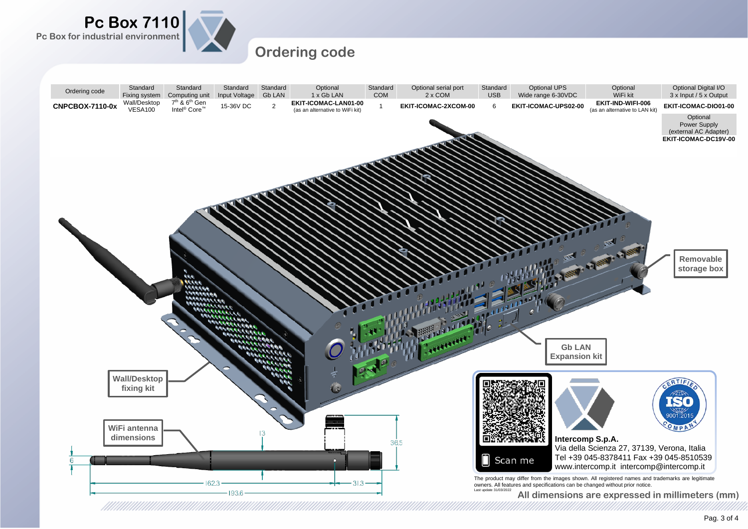# Pc Box 7110

Pc Box for industrial environment

## Ordering code

| Ordering code | Standard Fixing system | Standard Computing unit | Standard Input Voltage | Standard Gb LAN | Optional 1 x Gb LAN | Standard COM | Optional serial port 2 x COM | Standard USB | Optional UPS Wide range 6-30VDC | Optional WiFi kit | Optional Digital I/O 3 x Input / 5 x Output |
|---|---|---|---|---|---|---|---|---|---|---|---|
| **CNPCBOX-7110-0x** | Wall/Desktop VESA100 | 7th & 6th Gen Intel® Core™ | 15-36V DC | 2 | **EKIT-ICOMAC-LAN01-00** (as an alternative to WiFi kit) | 1 | **EKIT-ICOMAC-2XCOM-00** | 6 | **EKIT-ICOMAC-UPS02-00** | **EKIT-IND-WIFI-006** (as an alternative to LAN kit) | **EKIT-ICOMAC-DIO01-00** |

| Optional Power Supply (external AC Adapter) |
|---|
| **EKIT-ICOMAC-DC19V-00** |

Removable storage box

Gb LAN Expansion kit

Wall/Desktop fixing kit

WiFi antenna dimensions

6 | 13 | 36.5 | 162.3 | 31.3 | 193.6

Scan me

**Intercomp S.p.A.**
Via della Scienza 27, 37139, Verona, Italia
Tel +39 045-8378411 Fax +39 045-8510539
www.intercomp.it intercomp@intercomp.it

CERTIFIED ISO 9001:2015 COMPANY

The product may differ from the images shown. All registered names and trademarks are legitimate owners. All features and specifications can be changed without prior notice.
Last update 31/03/2022

**All dimensions are expressed in millimeters (mm)**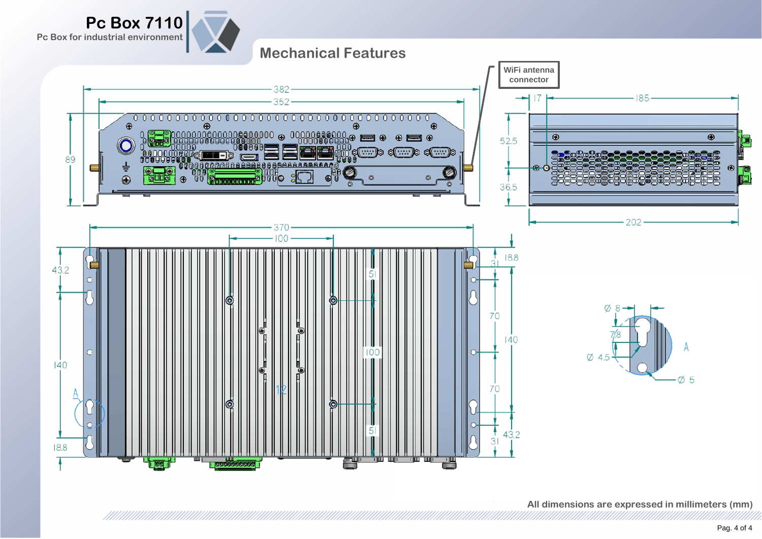# Pc Box 7110

Pc Box for industrial environment

## Mechanical Features

WiFi antenna connector

382
352
89
17
185
52.5
36.5
202
370
100
43.2
140
18.8
A
51
100
12
51
18.8
31
70
140
70
43.2
31
Ø 8
7.8
Ø 4.5
A
Ø 5

All dimensions are expressed in millimeters (mm)